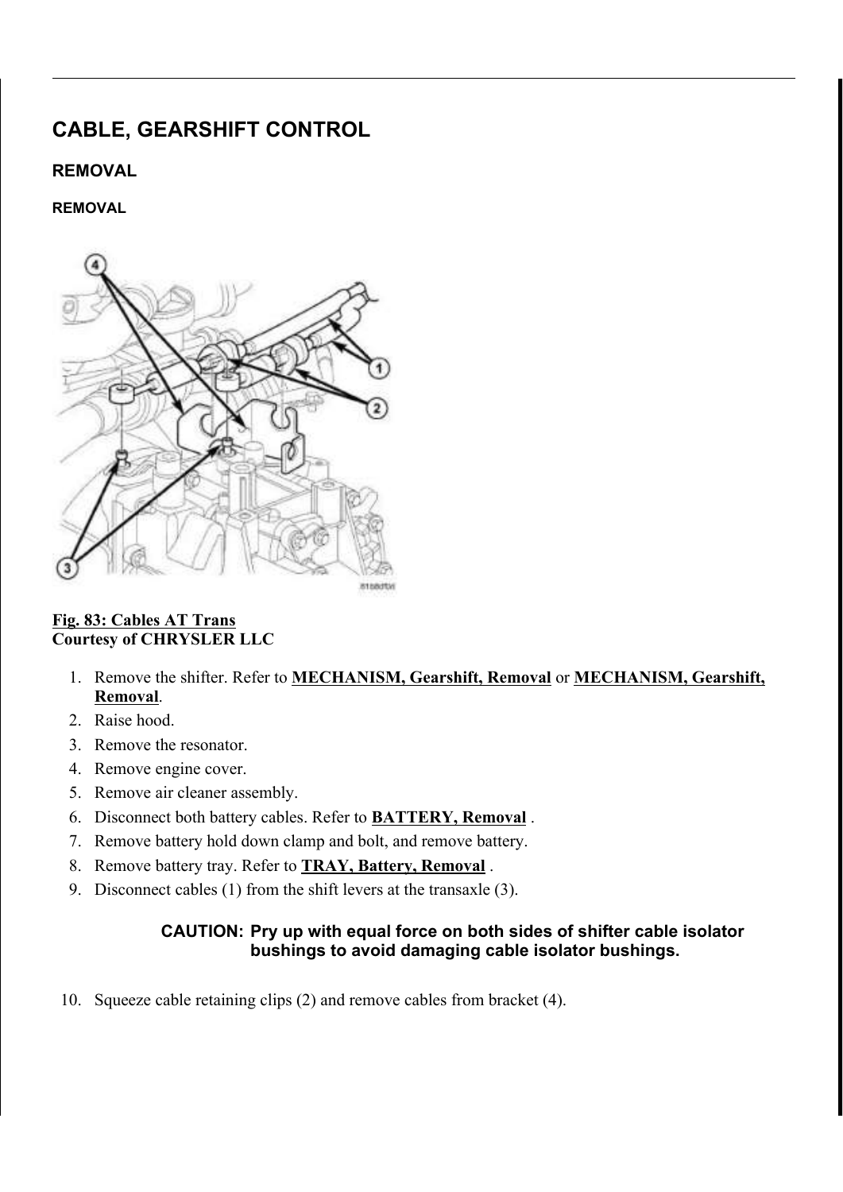# CABLE, GEARSHIFT CONTROL

## REMOVAL

### REMOVAL

**Fig. 83: Cables AT Trans**
**Courtesy of CHRYSLER LLC**

1. Remove the shifter. Refer to **MECHANISM, Gearshift, Removal** or **MECHANISM, Gearshift, Removal**.
2. Raise hood.
3. Remove the resonator.
4. Remove engine cover.
5. Remove air cleaner assembly.
6. Disconnect both battery cables. Refer to **BATTERY, Removal** .
7. Remove battery hold down clamp and bolt, and remove battery.
8. Remove battery tray. Refer to **TRAY, Battery, Removal** .
9. Disconnect cables (1) from the shift levers at the transaxle (3).

**CAUTION: Pry up with equal force on both sides of shifter cable isolator bushings to avoid damaging cable isolator bushings.**

10. Squeeze cable retaining clips (2) and remove cables from bracket (4).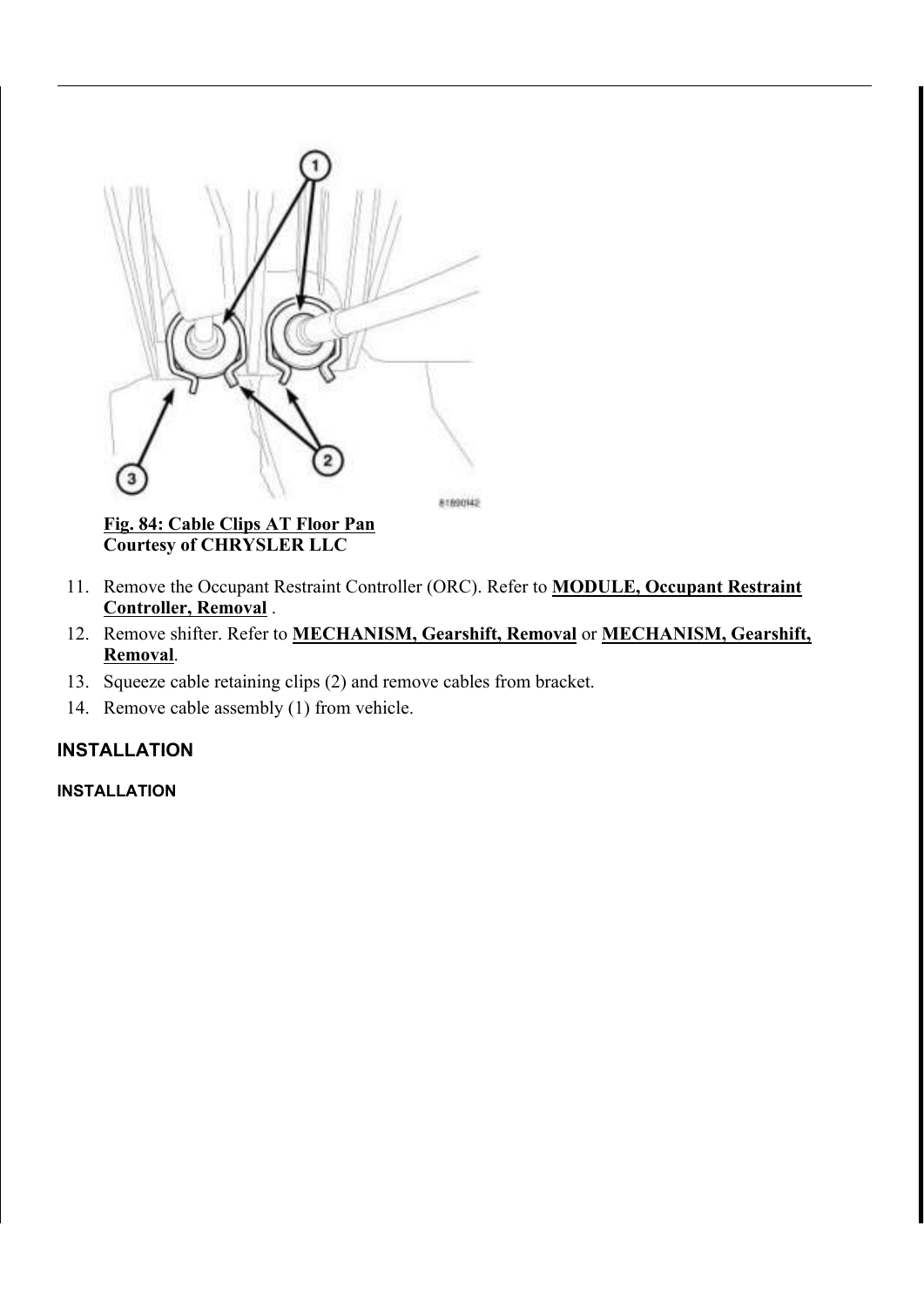**Fig. 84: Cable Clips AT Floor Pan**
**Courtesy of CHRYSLER LLC**

11. Remove the Occupant Restraint Controller (ORC). Refer to **MODULE, Occupant Restraint Controller, Removal** .
12. Remove shifter. Refer to **MECHANISM, Gearshift, Removal** or **MECHANISM, Gearshift, Removal**.
13. Squeeze cable retaining clips (2) and remove cables from bracket.
14. Remove cable assembly (1) from vehicle.

## INSTALLATION

### INSTALLATION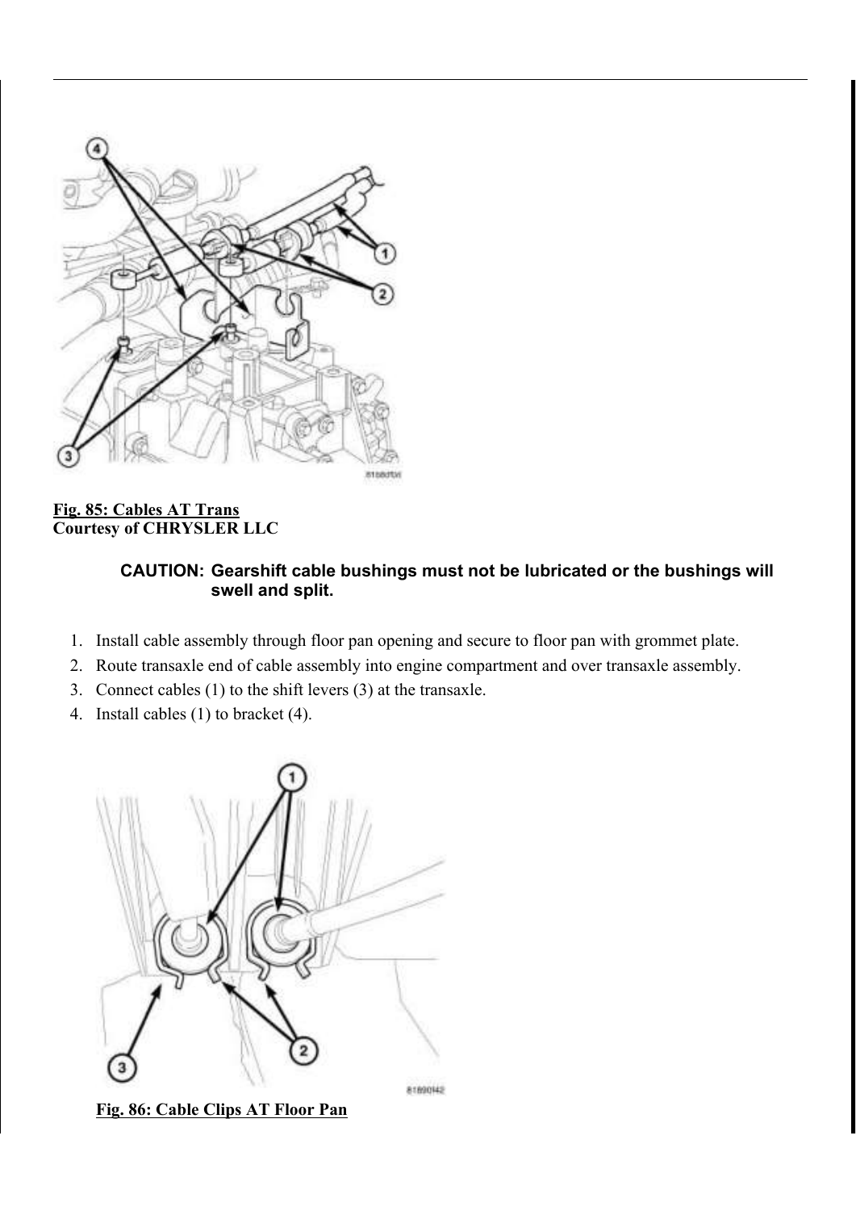**Fig. 85: Cables AT Trans**
**Courtesy of CHRYSLER LLC**

> **CAUTION: Gearshift cable bushings must not be lubricated or the bushings will swell and split.**

1. Install cable assembly through floor pan opening and secure to floor pan with grommet plate.
2. Route transaxle end of cable assembly into engine compartment and over transaxle assembly.
3. Connect cables (1) to the shift levers (3) at the transaxle.
4. Install cables (1) to bracket (4).

**Fig. 86: Cable Clips AT Floor Pan**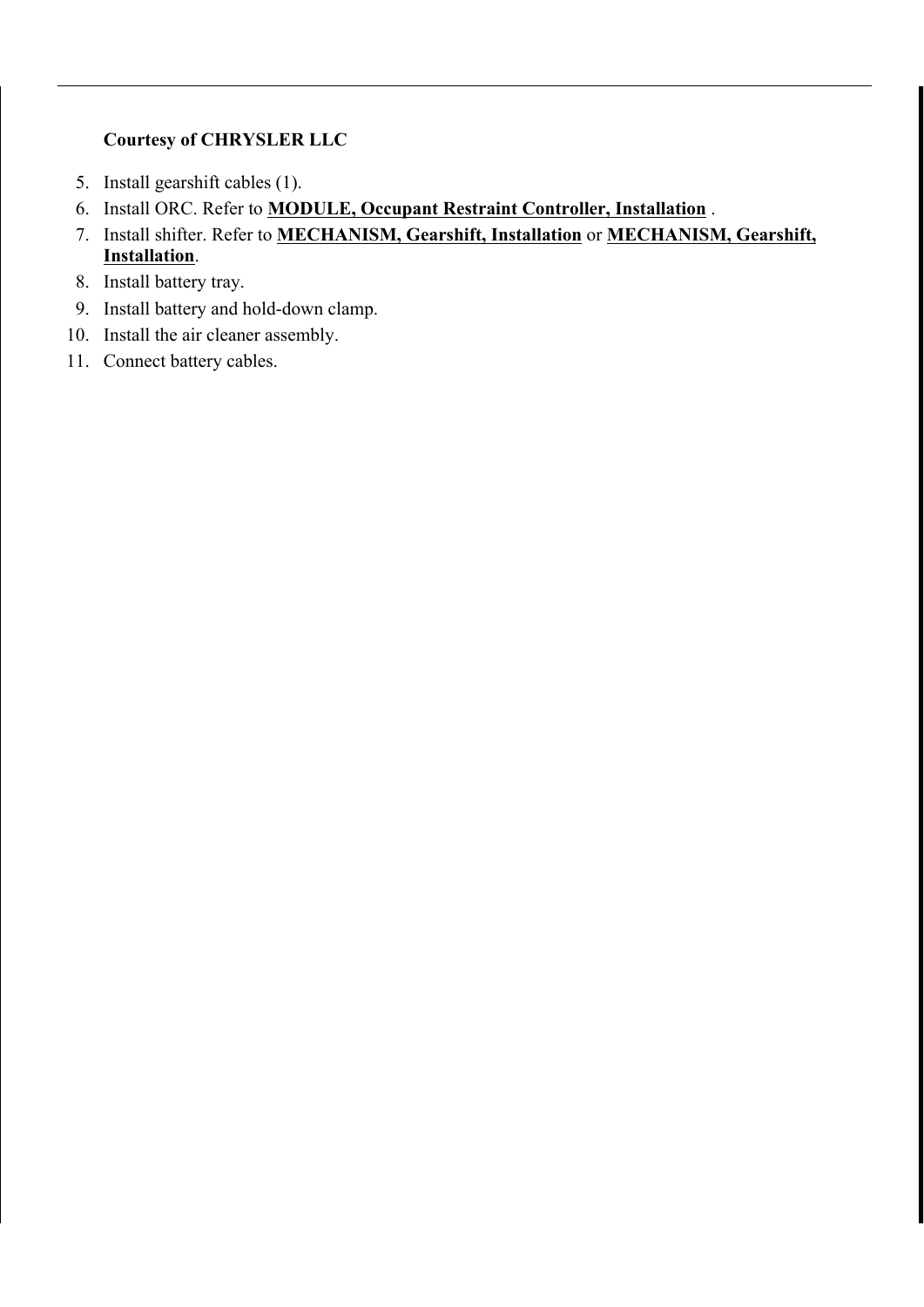**Courtesy of CHRYSLER LLC**

5. Install gearshift cables (1).
6. Install ORC. Refer to **MODULE, Occupant Restraint Controller, Installation** .
7. Install shifter. Refer to **MECHANISM, Gearshift, Installation** or **MECHANISM, Gearshift, Installation**.
8. Install battery tray.
9. Install battery and hold-down clamp.
10. Install the air cleaner assembly.
11. Connect battery cables.